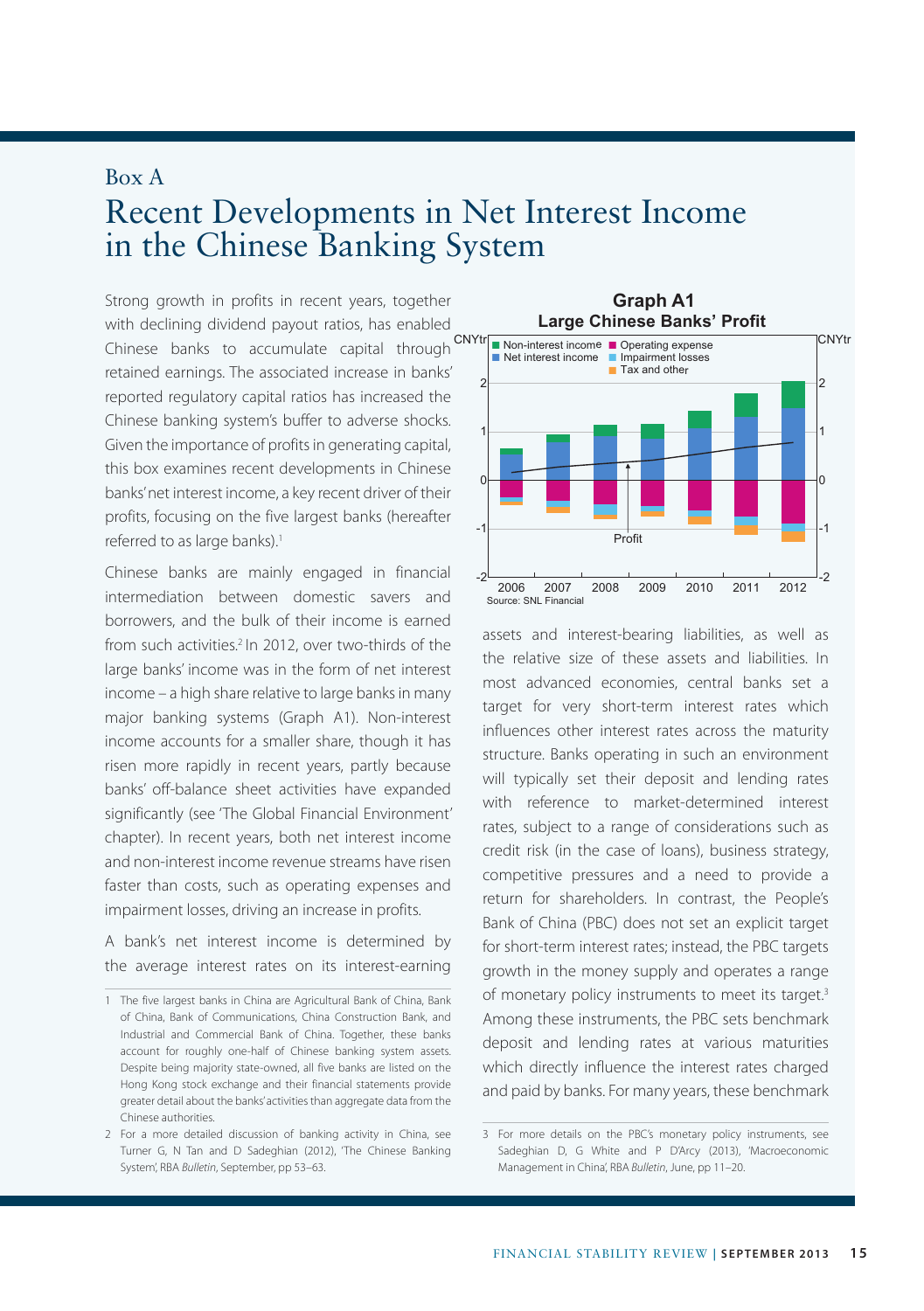# Box A

# Recent Developments in Net Interest Income in the Chinese Banking System

Strong growth in profits in recent years, together with declining dividend payout ratios, has enabled Chinese banks to accumulate capital through retained earnings. The associated increase in banks' reported regulatory capital ratios has increased the Chinese banking system's buffer to adverse shocks. Given the importance of profits in generating capital, this box examines recent developments in Chinese banks' net interest income, a key recent driver of their profits, focusing on the five largest banks (hereafter referred to as large banks).[1]

Chinese banks are mainly engaged in financial intermediation between domestic savers and borrowers, and the bulk of their income is earned from such activities.[2] In 2012, over two-thirds of the large banks' income was in the form of net interest income – a high share relative to large banks in many major banking systems (Graph A1). Non-interest income accounts for a smaller share, though it has risen more rapidly in recent years, partly because banks' off-balance sheet activities have expanded significantly (see 'The Global Financial Environment' chapter). In recent years, both net interest income and non-interest income revenue streams have risen faster than costs, such as operating expenses and impairment losses, driving an increase in profits.

A bank's net interest income is determined by the average interest rates on its interest-earning assets and interest-bearing liabilities, as well as the relative size of these assets and liabilities. In most advanced economies, central banks set a target for very short-term interest rates which influences other interest rates across the maturity structure. Banks operating in such an environment will typically set their deposit and lending rates with reference to market-determined interest rates, subject to a range of considerations such as credit risk (in the case of loans), business strategy, competitive pressures and a need to provide a return for shareholders. In contrast, the People's Bank of China (PBC) does not set an explicit target for short-term interest rates; instead, the PBC targets growth in the money supply and operates a range of monetary policy instruments to meet its target.[3] Among these instruments, the PBC sets benchmark deposit and lending rates at various maturities which directly influence the interest rates charged and paid by banks. For many years, these benchmark

**Graph A1**
**Large Chinese Banks' Profit**

CNYtr

Non-interest income
Net interest income
Operating expense
Impairment losses
Tax and other

2
1
0
-1
-2

Profit

2006 2007 2008 2009 2010 2011 2012

Source: SNL Financial

---

1 The five largest banks in China are Agricultural Bank of China, Bank of China, Bank of Communications, China Construction Bank, and Industrial and Commercial Bank of China. Together, these banks account for roughly one-half of Chinese banking system assets. Despite being majority state-owned, all five banks are listed on the Hong Kong stock exchange and their financial statements provide greater detail about the banks' activities than aggregate data from the Chinese authorities.

2 For a more detailed discussion of banking activity in China, see Turner G, N Tan and D Sadeghian (2012), 'The Chinese Banking System', RBA *Bulletin*, September, pp 53–63.

3 For more details on the PBC's monetary policy instruments, see Sadeghian D, G White and P D'Arcy (2013), 'Macroeconomic Management in China', RBA *Bulletin*, June, pp 11–20.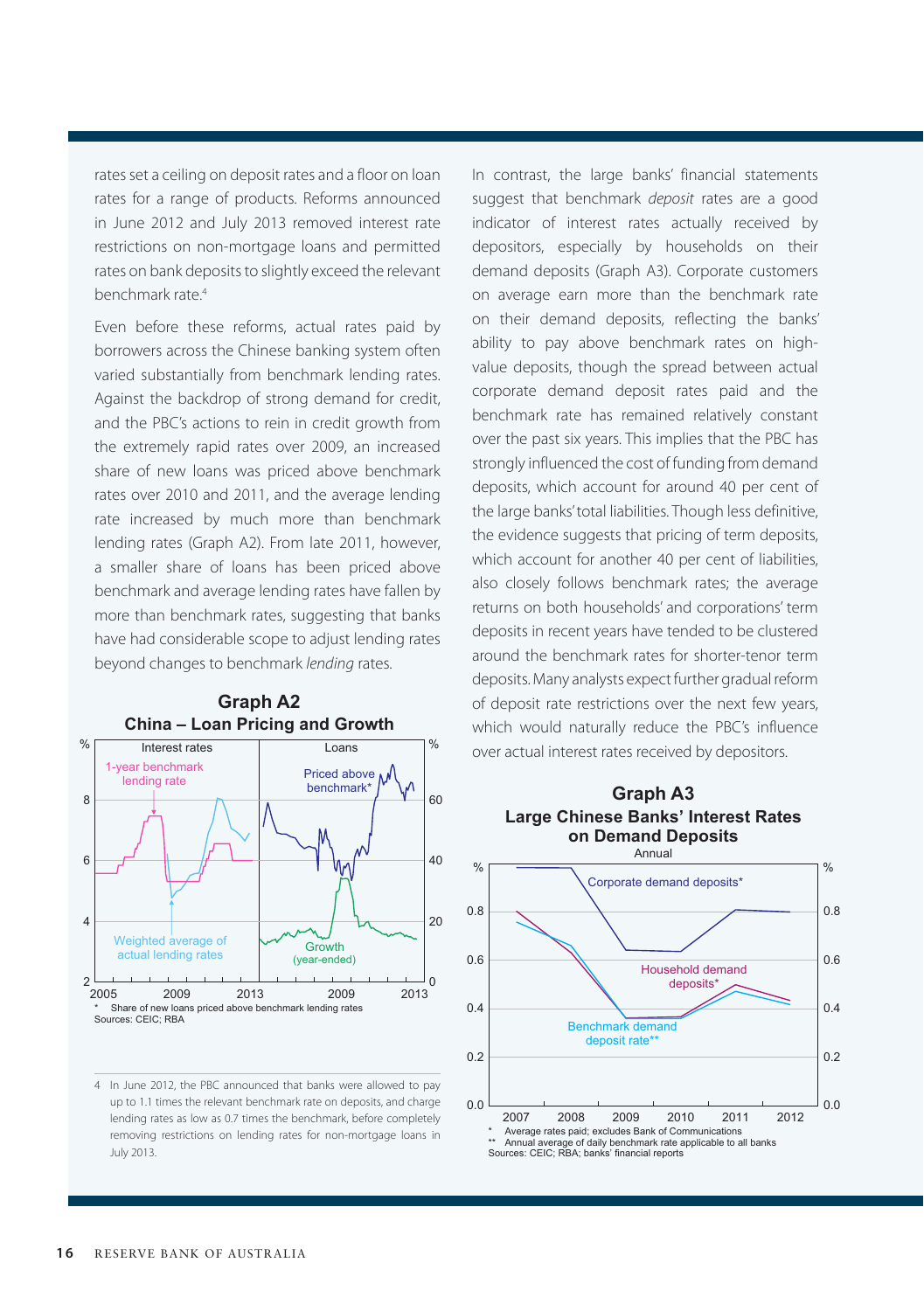rates set a ceiling on deposit rates and a floor on loan rates for a range of products. Reforms announced in June 2012 and July 2013 removed interest rate restrictions on non-mortgage loans and permitted rates on bank deposits to slightly exceed the relevant benchmark rate.[4]

Even before these reforms, actual rates paid by borrowers across the Chinese banking system often varied substantially from benchmark lending rates. Against the backdrop of strong demand for credit, and the PBC's actions to rein in credit growth from the extremely rapid rates over 2009, an increased share of new loans was priced above benchmark rates over 2010 and 2011, and the average lending rate increased by much more than benchmark lending rates (Graph A2). From late 2011, however, a smaller share of loans has been priced above benchmark and average lending rates have fallen by more than benchmark rates, suggesting that banks have had considerable scope to adjust lending rates beyond changes to benchmark *lending* rates.

**Graph A2**
**China – Loan Pricing and Growth**

Interest rates
Loans
%
%
1-year benchmark lending rate
Priced above benchmark*
Weighted average of actual lending rates
Growth (year-ended)
8
6
4
2
60
40
20
0
2005
2009
2013
2009
2013

\* Share of new loans priced above benchmark lending rates
Sources: CEIC; RBA

In contrast, the large banks' financial statements suggest that benchmark *deposit* rates are a good indicator of interest rates actually received by depositors, especially by households on their demand deposits (Graph A3). Corporate customers on average earn more than the benchmark rate on their demand deposits, reflecting the banks' ability to pay above benchmark rates on high-value deposits, though the spread between actual corporate demand deposit rates paid and the benchmark rate has remained relatively constant over the past six years. This implies that the PBC has strongly influenced the cost of funding from demand deposits, which account for around 40 per cent of the large banks' total liabilities. Though less definitive, the evidence suggests that pricing of term deposits, which account for another 40 per cent of liabilities, also closely follows benchmark rates; the average returns on both households' and corporations' term deposits in recent years have tended to be clustered around the benchmark rates for shorter-tenor term deposits. Many analysts expect further gradual reform of deposit rate restrictions over the next few years, which would naturally reduce the PBC's influence over actual interest rates received by depositors.

**Graph A3**
**Large Chinese Banks' Interest Rates on Demand Deposits**
Annual

%
%
Corporate demand deposits*
Household demand deposits*
Benchmark demand deposit rate**
0.8
0.6
0.4
0.2
0.0
2007
2008
2009
2010
2011
2012

\* Average rates paid; excludes Bank of Communications
\*\* Annual average of daily benchmark rate applicable to all banks
Sources: CEIC; RBA; banks' financial reports

4 In June 2012, the PBC announced that banks were allowed to pay up to 1.1 times the relevant benchmark rate on deposits, and charge lending rates as low as 0.7 times the benchmark, before completely removing restrictions on lending rates for non-mortgage loans in July 2013.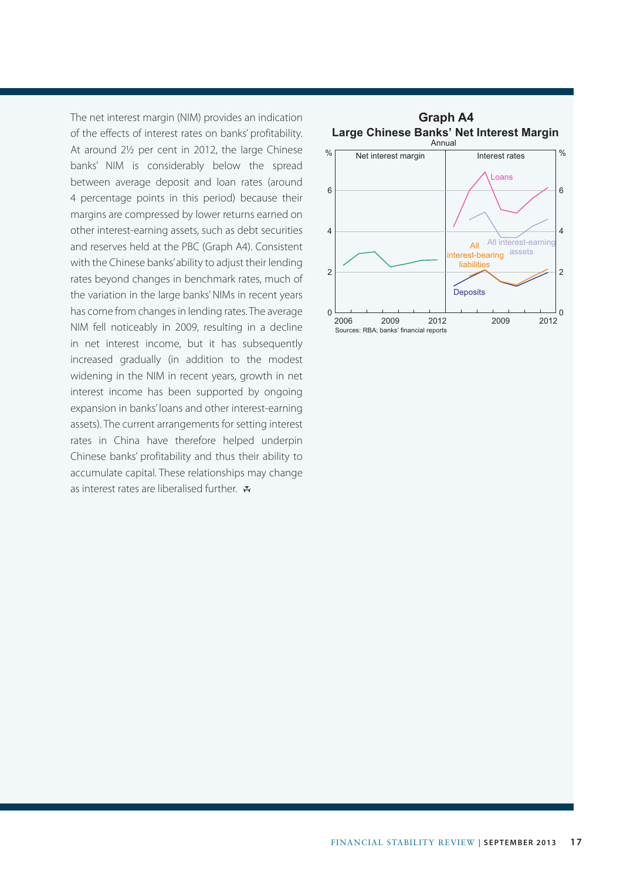The net interest margin (NIM) provides an indication of the effects of interest rates on banks' profitability. At around 2½ per cent in 2012, the large Chinese banks' NIM is considerably below the spread between average deposit and loan rates (around 4 percentage points in this period) because their margins are compressed by lower returns earned on other interest-earning assets, such as debt securities and reserves held at the PBC (Graph A4). Consistent with the Chinese banks' ability to adjust their lending rates beyond changes in benchmark rates, much of the variation in the large banks' NIMs in recent years has come from changes in lending rates. The average NIM fell noticeably in 2009, resulting in a decline in net interest income, but it has subsequently increased gradually (in addition to the modest widening in the NIM in recent years, growth in net interest income has been supported by ongoing expansion in banks' loans and other interest-earning assets). The current arrangements for setting interest rates in China have therefore helped underpin Chinese banks' profitability and thus their ability to accumulate capital. These relationships may change as interest rates are liberalised further.

**Graph A4**
**Large Chinese Banks' Net Interest Margin**
Annual

Net interest margin
Interest rates
Loans
All interest-earning assets
All interest-bearing liabilities
Deposits
%
0
2
4
6
2006
2009
2012

Sources: RBA; banks' financial reports